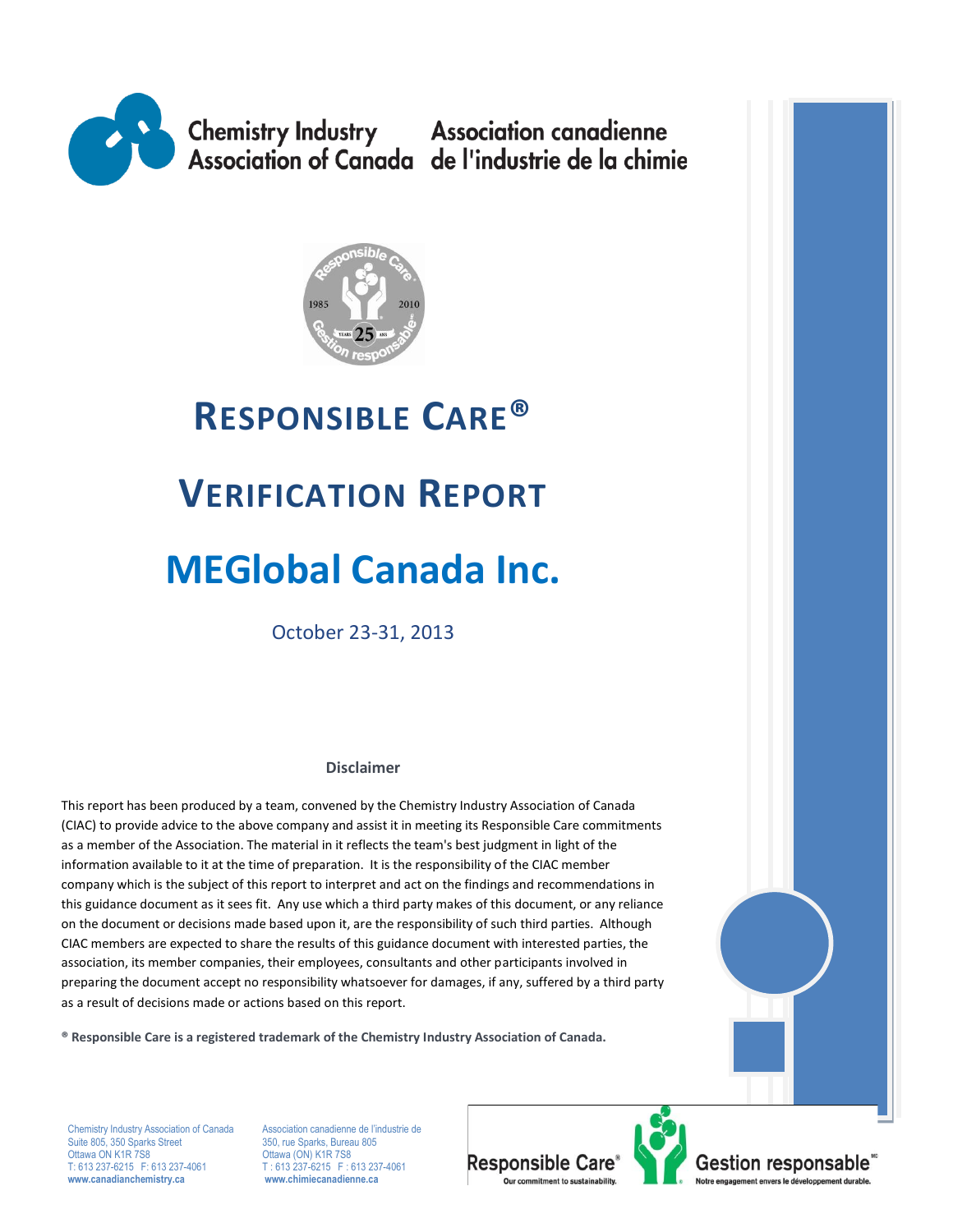Chemistry Industry Association of Canada | Association canadienne de l'industrie de la chimie

# RESPONSIBLE CARE®

# VERIFICATION REPORT

# MEGlobal Canada Inc.

October 23-31, 2013

**Disclaimer**

This report has been produced by a team, convened by the Chemistry Industry Association of Canada (CIAC) to provide advice to the above company and assist it in meeting its Responsible Care commitments as a member of the Association. The material in it reflects the team's best judgment in light of the information available to it at the time of preparation. It is the responsibility of the CIAC member company which is the subject of this report to interpret and act on the findings and recommendations in this guidance document as it sees fit. Any use which a third party makes of this document, or any reliance on the document or decisions made based upon it, are the responsibility of such third parties. Although CIAC members are expected to share the results of this guidance document with interested parties, the association, its member companies, their employees, consultants and other participants involved in preparing the document accept no responsibility whatsoever for damages, if any, suffered by a third party as a result of decisions made or actions based on this report.

**® Responsible Care is a registered trademark of the Chemistry Industry Association of Canada.**

Chemistry Industry Association of Canada
Suite 805, 350 Sparks Street
Ottawa ON K1R 7S8
T: 613 237-6215 F: 613 237-4061
**www.canadianchemistry.ca**

Association canadienne de l'industrie de
350, rue Sparks, Bureau 805
Ottawa (ON) K1R 7S8
T : 613 237-6215 F : 613 237-4061
**www.chimiecanadienne.ca**

Responsible Care® Our commitment to sustainability.
Gestion responsable^MD Notre engagement envers le développement durable.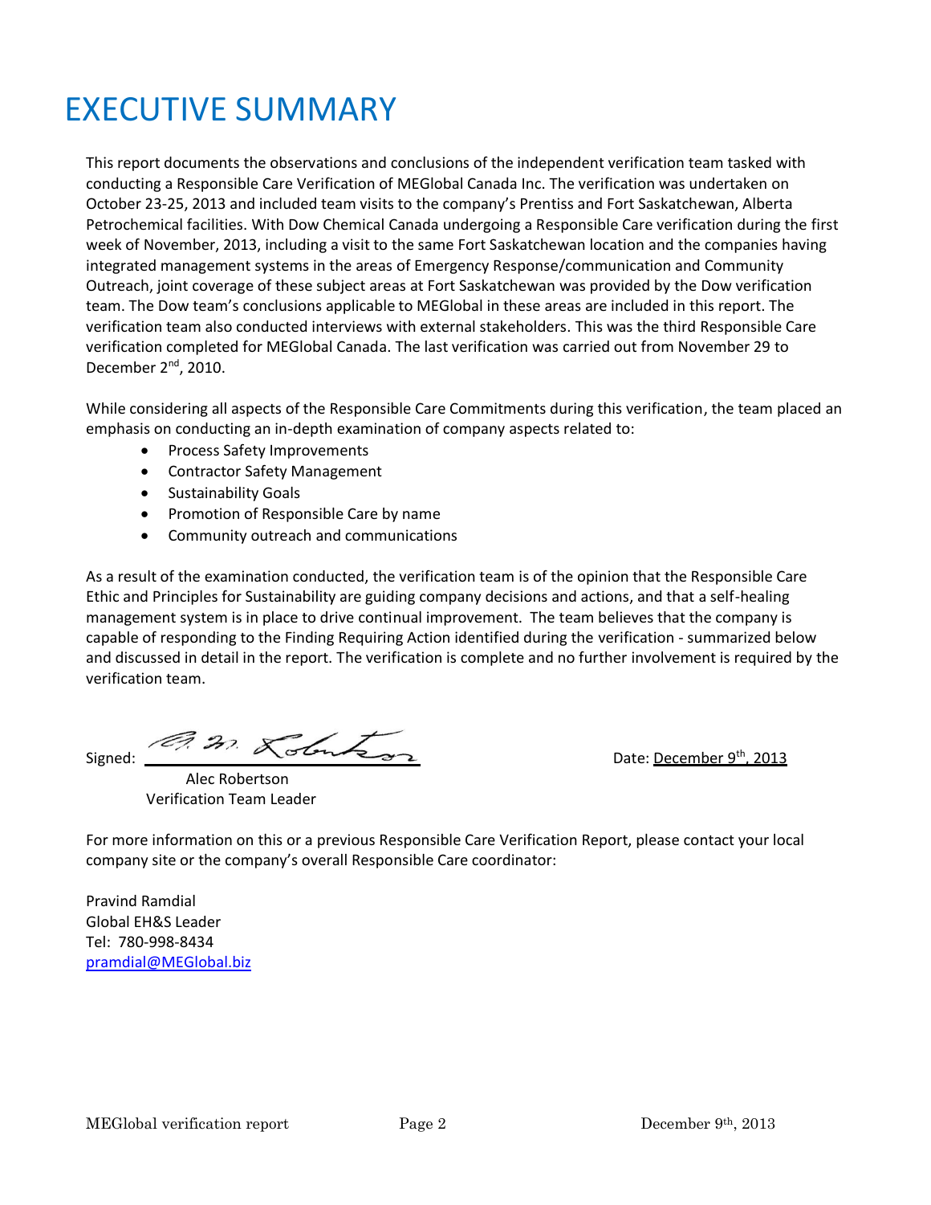# EXECUTIVE SUMMARY

This report documents the observations and conclusions of the independent verification team tasked with conducting a Responsible Care Verification of MEGlobal Canada Inc. The verification was undertaken on October 23-25, 2013 and included team visits to the company's Prentiss and Fort Saskatchewan, Alberta Petrochemical facilities. With Dow Chemical Canada undergoing a Responsible Care verification during the first week of November, 2013, including a visit to the same Fort Saskatchewan location and the companies having integrated management systems in the areas of Emergency Response/communication and Community Outreach, joint coverage of these subject areas at Fort Saskatchewan was provided by the Dow verification team. The Dow team's conclusions applicable to MEGlobal in these areas are included in this report. The verification team also conducted interviews with external stakeholders. This was the third Responsible Care verification completed for MEGlobal Canada. The last verification was carried out from November 29 to December 2nd, 2010.

While considering all aspects of the Responsible Care Commitments during this verification, the team placed an emphasis on conducting an in-depth examination of company aspects related to:

- Process Safety Improvements
- Contractor Safety Management
- Sustainability Goals
- Promotion of Responsible Care by name
- Community outreach and communications

As a result of the examination conducted, the verification team is of the opinion that the Responsible Care Ethic and Principles for Sustainability are guiding company decisions and actions, and that a self-healing management system is in place to drive continual improvement. The team believes that the company is capable of responding to the Finding Requiring Action identified during the verification - summarized below and discussed in detail in the report. The verification is complete and no further involvement is required by the verification team.

Signed: A. M. Robertson — Date: December 9th, 2013

Alec Robertson
Verification Team Leader

For more information on this or a previous Responsible Care Verification Report, please contact your local company site or the company's overall Responsible Care coordinator:

Pravind Ramdial
Global EH&S Leader
Tel: 780-998-8434
pramdial@MEGlobal.biz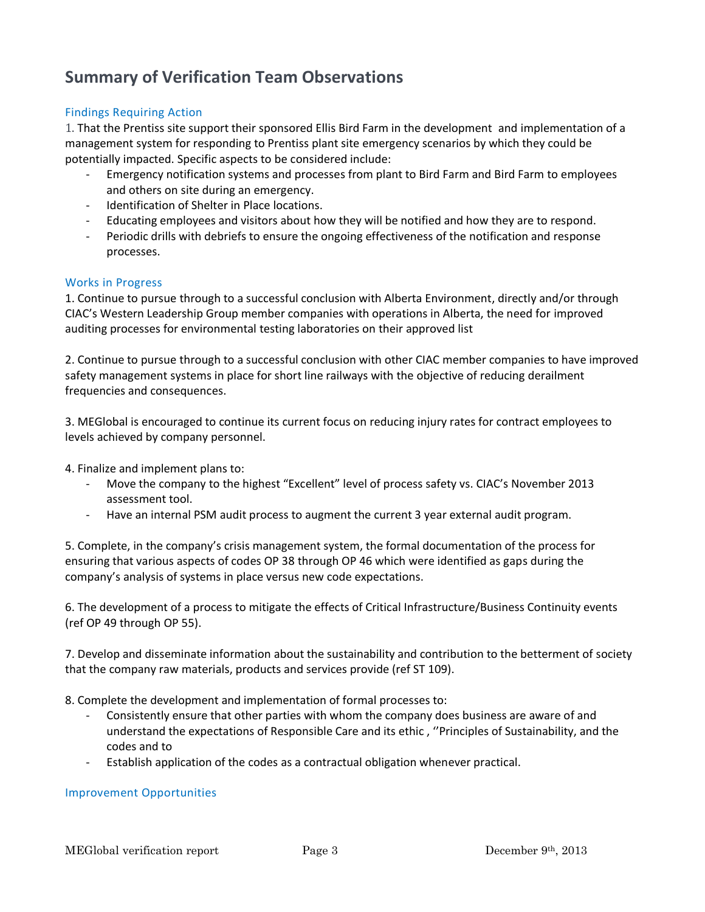## Summary of Verification Team Observations

### Findings Requiring Action

1. That the Prentiss site support their sponsored Ellis Bird Farm in the development and implementation of a management system for responding to Prentiss plant site emergency scenarios by which they could be potentially impacted. Specific aspects to be considered include:
    - Emergency notification systems and processes from plant to Bird Farm and Bird Farm to employees and others on site during an emergency.
    - Identification of Shelter in Place locations.
    - Educating employees and visitors about how they will be notified and how they are to respond.
    - Periodic drills with debriefs to ensure the ongoing effectiveness of the notification and response processes.

### Works in Progress

1. Continue to pursue through to a successful conclusion with Alberta Environment, directly and/or through CIAC's Western Leadership Group member companies with operations in Alberta, the need for improved auditing processes for environmental testing laboratories on their approved list

2. Continue to pursue through to a successful conclusion with other CIAC member companies to have improved safety management systems in place for short line railways with the objective of reducing derailment frequencies and consequences.

3. MEGlobal is encouraged to continue its current focus on reducing injury rates for contract employees to levels achieved by company personnel.

4. Finalize and implement plans to:
    - Move the company to the highest "Excellent" level of process safety vs. CIAC's November 2013 assessment tool.
    - Have an internal PSM audit process to augment the current 3 year external audit program.

5. Complete, in the company's crisis management system, the formal documentation of the process for ensuring that various aspects of codes OP 38 through OP 46 which were identified as gaps during the company's analysis of systems in place versus new code expectations.

6. The development of a process to mitigate the effects of Critical Infrastructure/Business Continuity events (ref OP 49 through OP 55).

7. Develop and disseminate information about the sustainability and contribution to the betterment of society that the company raw materials, products and services provide (ref ST 109).

8. Complete the development and implementation of formal processes to:
    - Consistently ensure that other parties with whom the company does business are aware of and understand the expectations of Responsible Care and its ethic , ''Principles of Sustainability, and the codes and to
    - Establish application of the codes as a contractual obligation whenever practical.

### Improvement Opportunities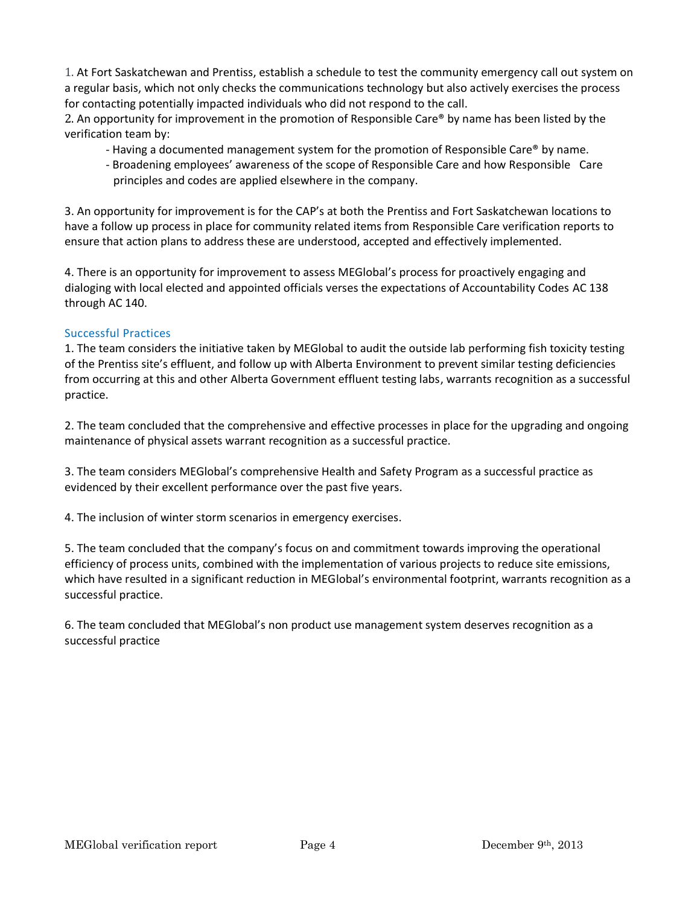1. At Fort Saskatchewan and Prentiss, establish a schedule to test the community emergency call out system on a regular basis, which not only checks the communications technology but also actively exercises the process for contacting potentially impacted individuals who did not respond to the call.

2. An opportunity for improvement in the promotion of Responsible Care® by name has been listed by the verification team by:
   - Having a documented management system for the promotion of Responsible Care® by name.
   - Broadening employees' awareness of the scope of Responsible Care and how Responsible Care principles and codes are applied elsewhere in the company.

3. An opportunity for improvement is for the CAP's at both the Prentiss and Fort Saskatchewan locations to have a follow up process in place for community related items from Responsible Care verification reports to ensure that action plans to address these are understood, accepted and effectively implemented.

4. There is an opportunity for improvement to assess MEGlobal's process for proactively engaging and dialoging with local elected and appointed officials verses the expectations of Accountability Codes AC 138 through AC 140.

### Successful Practices

1. The team considers the initiative taken by MEGlobal to audit the outside lab performing fish toxicity testing of the Prentiss site's effluent, and follow up with Alberta Environment to prevent similar testing deficiencies from occurring at this and other Alberta Government effluent testing labs, warrants recognition as a successful practice.

2. The team concluded that the comprehensive and effective processes in place for the upgrading and ongoing maintenance of physical assets warrant recognition as a successful practice.

3. The team considers MEGlobal's comprehensive Health and Safety Program as a successful practice as evidenced by their excellent performance over the past five years.

4. The inclusion of winter storm scenarios in emergency exercises.

5. The team concluded that the company's focus on and commitment towards improving the operational efficiency of process units, combined with the implementation of various projects to reduce site emissions, which have resulted in a significant reduction in MEGlobal's environmental footprint, warrants recognition as a successful practice.

6. The team concluded that MEGlobal's non product use management system deserves recognition as a successful practice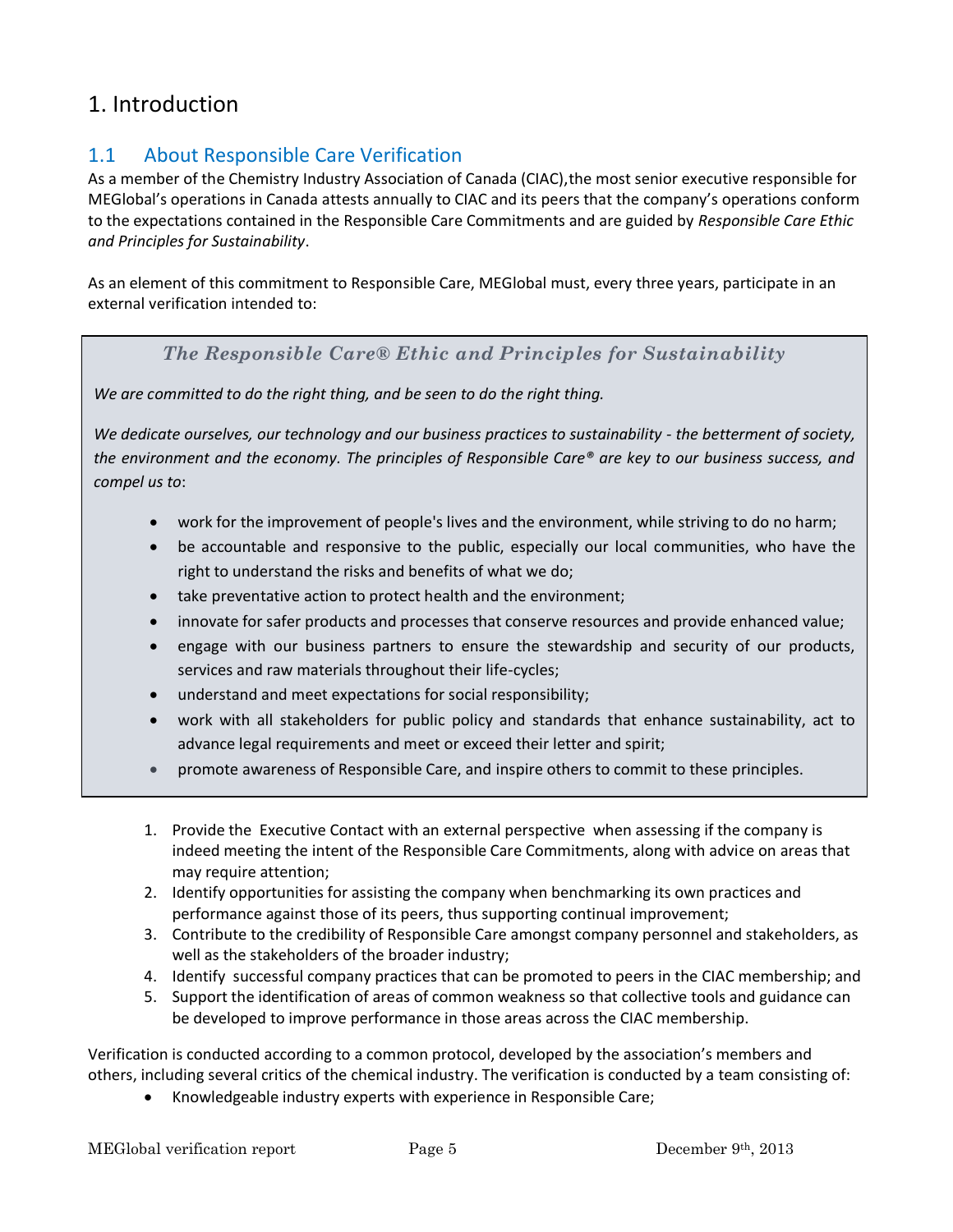# 1. Introduction

## 1.1 About Responsible Care Verification

As a member of the Chemistry Industry Association of Canada (CIAC),the most senior executive responsible for MEGlobal's operations in Canada attests annually to CIAC and its peers that the company's operations conform to the expectations contained in the Responsible Care Commitments and are guided by *Responsible Care Ethic and Principles for Sustainability*.

As an element of this commitment to Responsible Care, MEGlobal must, every three years, participate in an external verification intended to:

> ***The Responsible Care® Ethic and Principles for Sustainability***
>
> *We are committed to do the right thing, and be seen to do the right thing.*
>
> *We dedicate ourselves, our technology and our business practices to sustainability - the betterment of society, the environment and the economy. The principles of Responsible Care® are key to our business success, and compel us to*:
>
> - work for the improvement of people's lives and the environment, while striving to do no harm;
> - be accountable and responsive to the public, especially our local communities, who have the right to understand the risks and benefits of what we do;
> - take preventative action to protect health and the environment;
> - innovate for safer products and processes that conserve resources and provide enhanced value;
> - engage with our business partners to ensure the stewardship and security of our products, services and raw materials throughout their life-cycles;
> - understand and meet expectations for social responsibility;
> - work with all stakeholders for public policy and standards that enhance sustainability, act to advance legal requirements and meet or exceed their letter and spirit;
> - promote awareness of Responsible Care, and inspire others to commit to these principles.

1. Provide the Executive Contact with an external perspective when assessing if the company is indeed meeting the intent of the Responsible Care Commitments, along with advice on areas that may require attention;
2. Identify opportunities for assisting the company when benchmarking its own practices and performance against those of its peers, thus supporting continual improvement;
3. Contribute to the credibility of Responsible Care amongst company personnel and stakeholders, as well as the stakeholders of the broader industry;
4. Identify successful company practices that can be promoted to peers in the CIAC membership; and
5. Support the identification of areas of common weakness so that collective tools and guidance can be developed to improve performance in those areas across the CIAC membership.

Verification is conducted according to a common protocol, developed by the association's members and others, including several critics of the chemical industry. The verification is conducted by a team consisting of:

- Knowledgeable industry experts with experience in Responsible Care;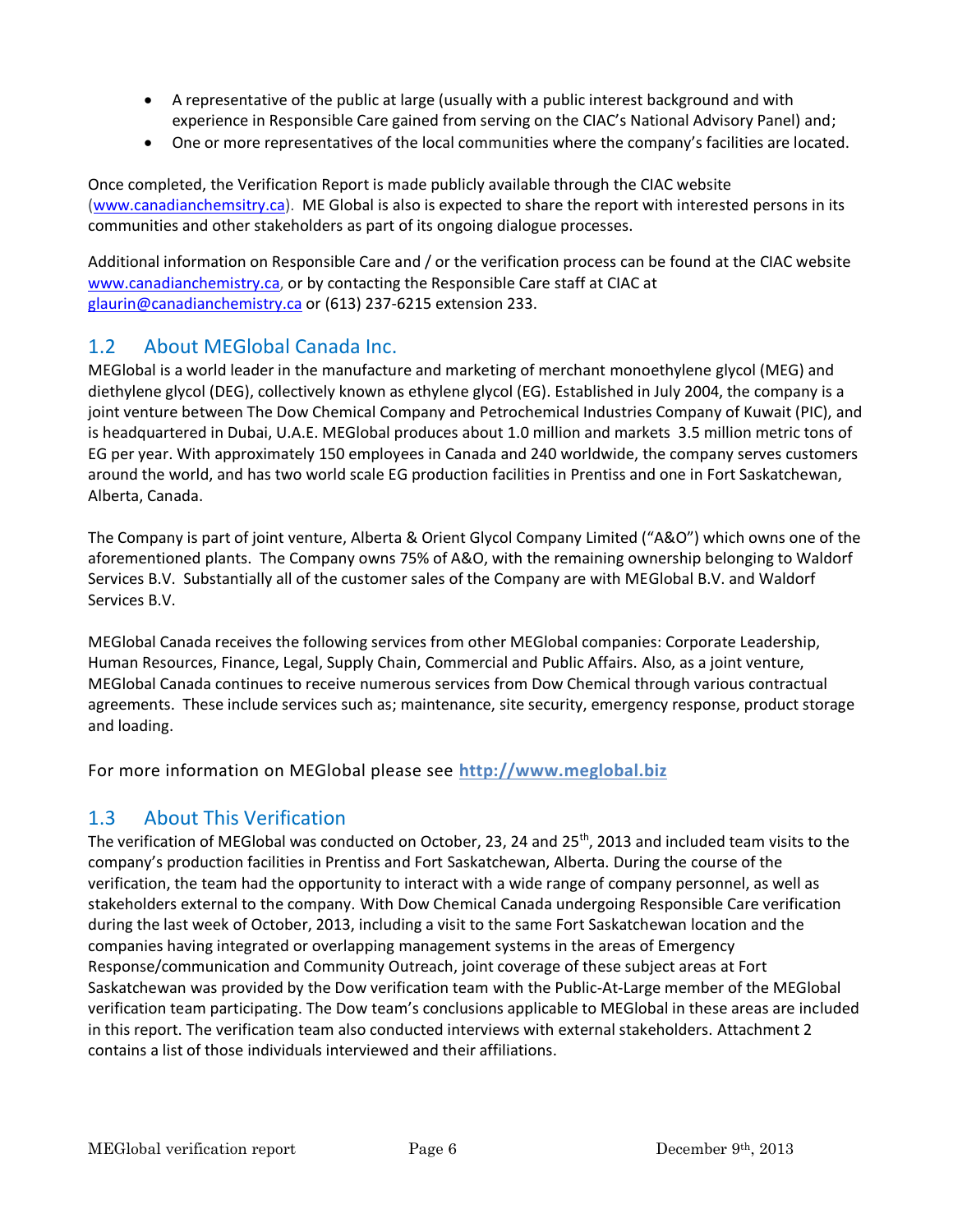- A representative of the public at large (usually with a public interest background and with experience in Responsible Care gained from serving on the CIAC's National Advisory Panel) and;
- One or more representatives of the local communities where the company's facilities are located.

Once completed, the Verification Report is made publicly available through the CIAC website (www.canadianchemsitry.ca). ME Global is also is expected to share the report with interested persons in its communities and other stakeholders as part of its ongoing dialogue processes.

Additional information on Responsible Care and / or the verification process can be found at the CIAC website www.canadianchemistry.ca, or by contacting the Responsible Care staff at CIAC at glaurin@canadianchemistry.ca or (613) 237-6215 extension 233.

## 1.2 About MEGlobal Canada Inc.

MEGlobal is a world leader in the manufacture and marketing of merchant monoethylene glycol (MEG) and diethylene glycol (DEG), collectively known as ethylene glycol (EG). Established in July 2004, the company is a joint venture between The Dow Chemical Company and Petrochemical Industries Company of Kuwait (PIC), and is headquartered in Dubai, U.A.E. MEGlobal produces about 1.0 million and markets 3.5 million metric tons of EG per year. With approximately 150 employees in Canada and 240 worldwide, the company serves customers around the world, and has two world scale EG production facilities in Prentiss and one in Fort Saskatchewan, Alberta, Canada.

The Company is part of joint venture, Alberta & Orient Glycol Company Limited ("A&O") which owns one of the aforementioned plants. The Company owns 75% of A&O, with the remaining ownership belonging to Waldorf Services B.V. Substantially all of the customer sales of the Company are with MEGlobal B.V. and Waldorf Services B.V.

MEGlobal Canada receives the following services from other MEGlobal companies: Corporate Leadership, Human Resources, Finance, Legal, Supply Chain, Commercial and Public Affairs. Also, as a joint venture, MEGlobal Canada continues to receive numerous services from Dow Chemical through various contractual agreements. These include services such as; maintenance, site security, emergency response, product storage and loading.

For more information on MEGlobal please see **http://www.meglobal.biz**

## 1.3 About This Verification

The verification of MEGlobal was conducted on October, 23, 24 and 25th, 2013 and included team visits to the company's production facilities in Prentiss and Fort Saskatchewan, Alberta. During the course of the verification, the team had the opportunity to interact with a wide range of company personnel, as well as stakeholders external to the company. With Dow Chemical Canada undergoing Responsible Care verification during the last week of October, 2013, including a visit to the same Fort Saskatchewan location and the companies having integrated or overlapping management systems in the areas of Emergency Response/communication and Community Outreach, joint coverage of these subject areas at Fort Saskatchewan was provided by the Dow verification team with the Public-At-Large member of the MEGlobal verification team participating. The Dow team's conclusions applicable to MEGlobal in these areas are included in this report. The verification team also conducted interviews with external stakeholders. Attachment 2 contains a list of those individuals interviewed and their affiliations.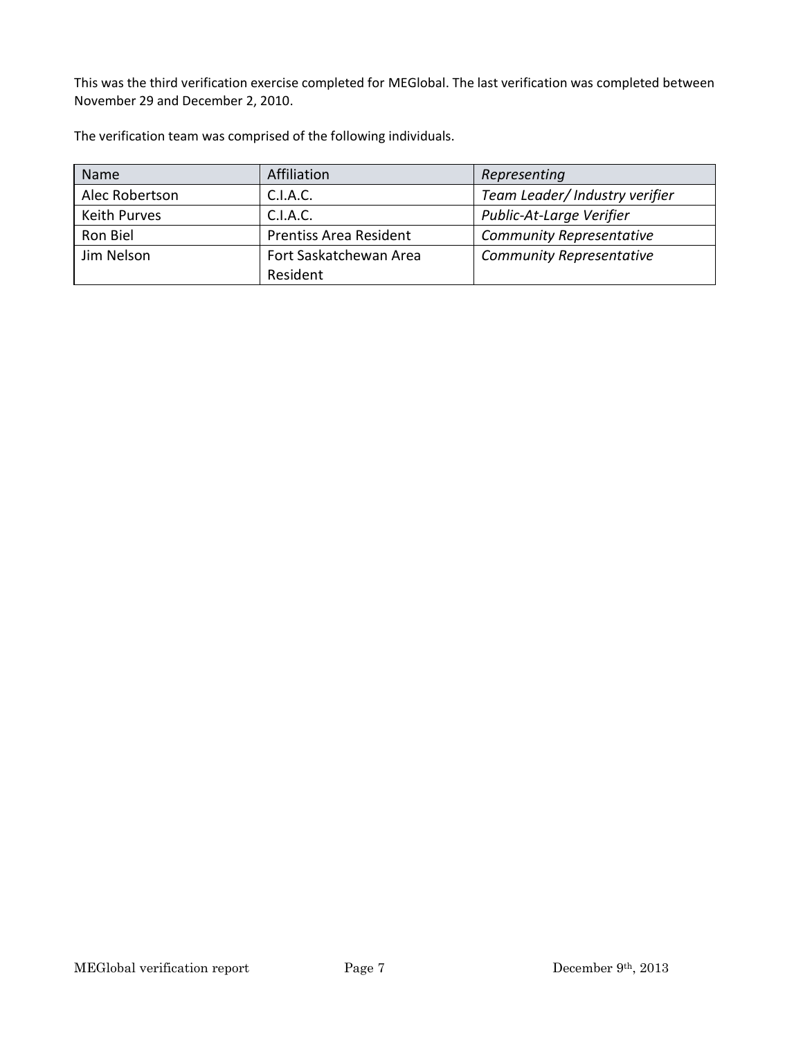This was the third verification exercise completed for MEGlobal. The last verification was completed between November 29 and December 2, 2010.

The verification team was comprised of the following individuals.

| Name | Affiliation | *Representing* |
|---|---|---|
| Alec Robertson | C.I.A.C. | *Team Leader/ Industry verifier* |
| Keith Purves | C.I.A.C. | *Public-At-Large Verifier* |
| Ron Biel | Prentiss Area Resident | *Community Representative* |
| Jim Nelson | Fort Saskatchewan Area Resident | *Community Representative* |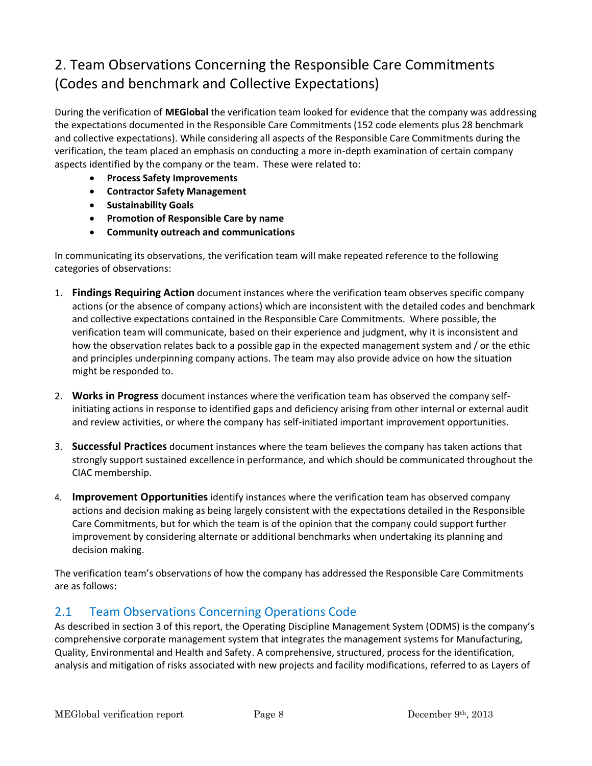# 2. Team Observations Concerning the Responsible Care Commitments (Codes and benchmark and Collective Expectations)

During the verification of **MEGlobal** the verification team looked for evidence that the company was addressing the expectations documented in the Responsible Care Commitments (152 code elements plus 28 benchmark and collective expectations). While considering all aspects of the Responsible Care Commitments during the verification, the team placed an emphasis on conducting a more in-depth examination of certain company aspects identified by the company or the team. These were related to:

- **Process Safety Improvements**
- **Contractor Safety Management**
- **Sustainability Goals**
- **Promotion of Responsible Care by name**
- **Community outreach and communications**

In communicating its observations, the verification team will make repeated reference to the following categories of observations:

1. **Findings Requiring Action** document instances where the verification team observes specific company actions (or the absence of company actions) which are inconsistent with the detailed codes and benchmark and collective expectations contained in the Responsible Care Commitments. Where possible, the verification team will communicate, based on their experience and judgment, why it is inconsistent and how the observation relates back to a possible gap in the expected management system and / or the ethic and principles underpinning company actions. The team may also provide advice on how the situation might be responded to.

2. **Works in Progress** document instances where the verification team has observed the company self-initiating actions in response to identified gaps and deficiency arising from other internal or external audit and review activities, or where the company has self-initiated important improvement opportunities.

3. **Successful Practices** document instances where the team believes the company has taken actions that strongly support sustained excellence in performance, and which should be communicated throughout the CIAC membership.

4. **Improvement Opportunities** identify instances where the verification team has observed company actions and decision making as being largely consistent with the expectations detailed in the Responsible Care Commitments, but for which the team is of the opinion that the company could support further improvement by considering alternate or additional benchmarks when undertaking its planning and decision making.

The verification team's observations of how the company has addressed the Responsible Care Commitments are as follows:

## 2.1 Team Observations Concerning Operations Code

As described in section 3 of this report, the Operating Discipline Management System (ODMS) is the company's comprehensive corporate management system that integrates the management systems for Manufacturing, Quality, Environmental and Health and Safety. A comprehensive, structured, process for the identification, analysis and mitigation of risks associated with new projects and facility modifications, referred to as Layers of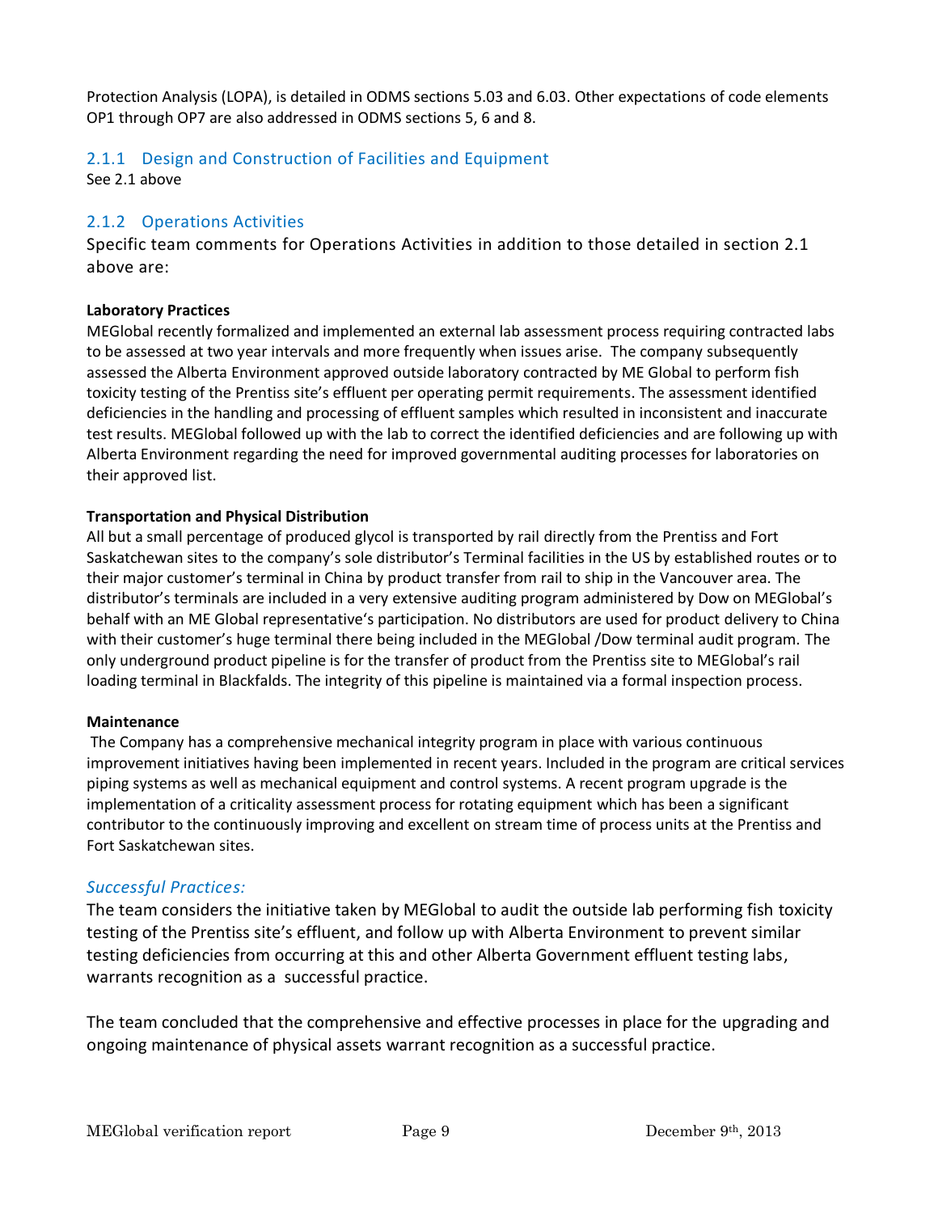Protection Analysis (LOPA), is detailed in ODMS sections 5.03 and 6.03. Other expectations of code elements OP1 through OP7 are also addressed in ODMS sections 5, 6 and 8.

### 2.1.1 Design and Construction of Facilities and Equipment

See 2.1 above

### 2.1.2 Operations Activities

Specific team comments for Operations Activities in addition to those detailed in section 2.1 above are:

**Laboratory Practices**

MEGlobal recently formalized and implemented an external lab assessment process requiring contracted labs to be assessed at two year intervals and more frequently when issues arise. The company subsequently assessed the Alberta Environment approved outside laboratory contracted by ME Global to perform fish toxicity testing of the Prentiss site's effluent per operating permit requirements. The assessment identified deficiencies in the handling and processing of effluent samples which resulted in inconsistent and inaccurate test results. MEGlobal followed up with the lab to correct the identified deficiencies and are following up with Alberta Environment regarding the need for improved governmental auditing processes for laboratories on their approved list.

**Transportation and Physical Distribution**

All but a small percentage of produced glycol is transported by rail directly from the Prentiss and Fort Saskatchewan sites to the company's sole distributor's Terminal facilities in the US by established routes or to their major customer's terminal in China by product transfer from rail to ship in the Vancouver area. The distributor's terminals are included in a very extensive auditing program administered by Dow on MEGlobal's behalf with an ME Global representative's participation. No distributors are used for product delivery to China with their customer's huge terminal there being included in the MEGlobal /Dow terminal audit program. The only underground product pipeline is for the transfer of product from the Prentiss site to MEGlobal's rail loading terminal in Blackfalds. The integrity of this pipeline is maintained via a formal inspection process.

**Maintenance**

The Company has a comprehensive mechanical integrity program in place with various continuous improvement initiatives having been implemented in recent years. Included in the program are critical services piping systems as well as mechanical equipment and control systems. A recent program upgrade is the implementation of a criticality assessment process for rotating equipment which has been a significant contributor to the continuously improving and excellent on stream time of process units at the Prentiss and Fort Saskatchewan sites.

*Successful Practices:*

The team considers the initiative taken by MEGlobal to audit the outside lab performing fish toxicity testing of the Prentiss site's effluent, and follow up with Alberta Environment to prevent similar testing deficiencies from occurring at this and other Alberta Government effluent testing labs, warrants recognition as a successful practice.

The team concluded that the comprehensive and effective processes in place for the upgrading and ongoing maintenance of physical assets warrant recognition as a successful practice.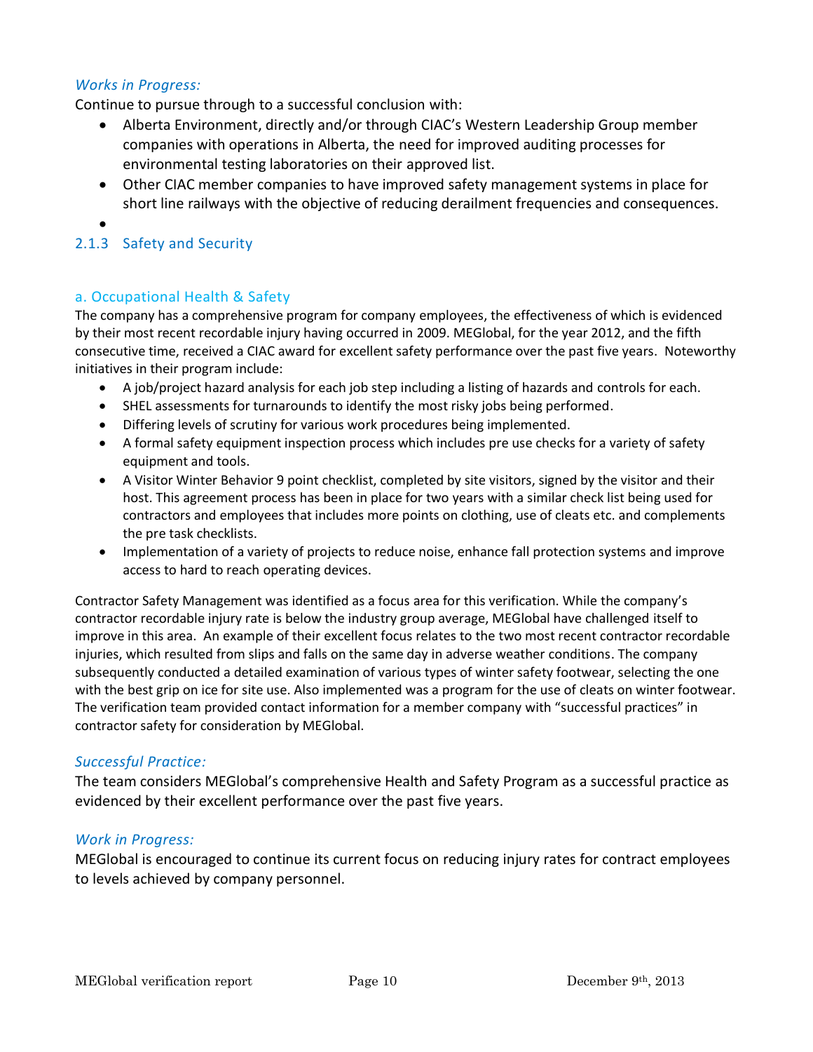*Works in Progress:*

Continue to pursue through to a successful conclusion with:

- Alberta Environment, directly and/or through CIAC's Western Leadership Group member companies with operations in Alberta, the need for improved auditing processes for environmental testing laboratories on their approved list.
- Other CIAC member companies to have improved safety management systems in place for short line railways with the objective of reducing derailment frequencies and consequences.
- 

### 2.1.3 Safety and Security

#### a. Occupational Health & Safety

The company has a comprehensive program for company employees, the effectiveness of which is evidenced by their most recent recordable injury having occurred in 2009. MEGlobal, for the year 2012, and the fifth consecutive time, received a CIAC award for excellent safety performance over the past five years. Noteworthy initiatives in their program include:

- A job/project hazard analysis for each job step including a listing of hazards and controls for each.
- SHEL assessments for turnarounds to identify the most risky jobs being performed.
- Differing levels of scrutiny for various work procedures being implemented.
- A formal safety equipment inspection process which includes pre use checks for a variety of safety equipment and tools.
- A Visitor Winter Behavior 9 point checklist, completed by site visitors, signed by the visitor and their host. This agreement process has been in place for two years with a similar check list being used for contractors and employees that includes more points on clothing, use of cleats etc. and complements the pre task checklists.
- Implementation of a variety of projects to reduce noise, enhance fall protection systems and improve access to hard to reach operating devices.

Contractor Safety Management was identified as a focus area for this verification. While the company's contractor recordable injury rate is below the industry group average, MEGlobal have challenged itself to improve in this area. An example of their excellent focus relates to the two most recent contractor recordable injuries, which resulted from slips and falls on the same day in adverse weather conditions. The company subsequently conducted a detailed examination of various types of winter safety footwear, selecting the one with the best grip on ice for site use. Also implemented was a program for the use of cleats on winter footwear. The verification team provided contact information for a member company with "successful practices" in contractor safety for consideration by MEGlobal.

*Successful Practice:*

The team considers MEGlobal's comprehensive Health and Safety Program as a successful practice as evidenced by their excellent performance over the past five years.

*Work in Progress:*

MEGlobal is encouraged to continue its current focus on reducing injury rates for contract employees to levels achieved by company personnel.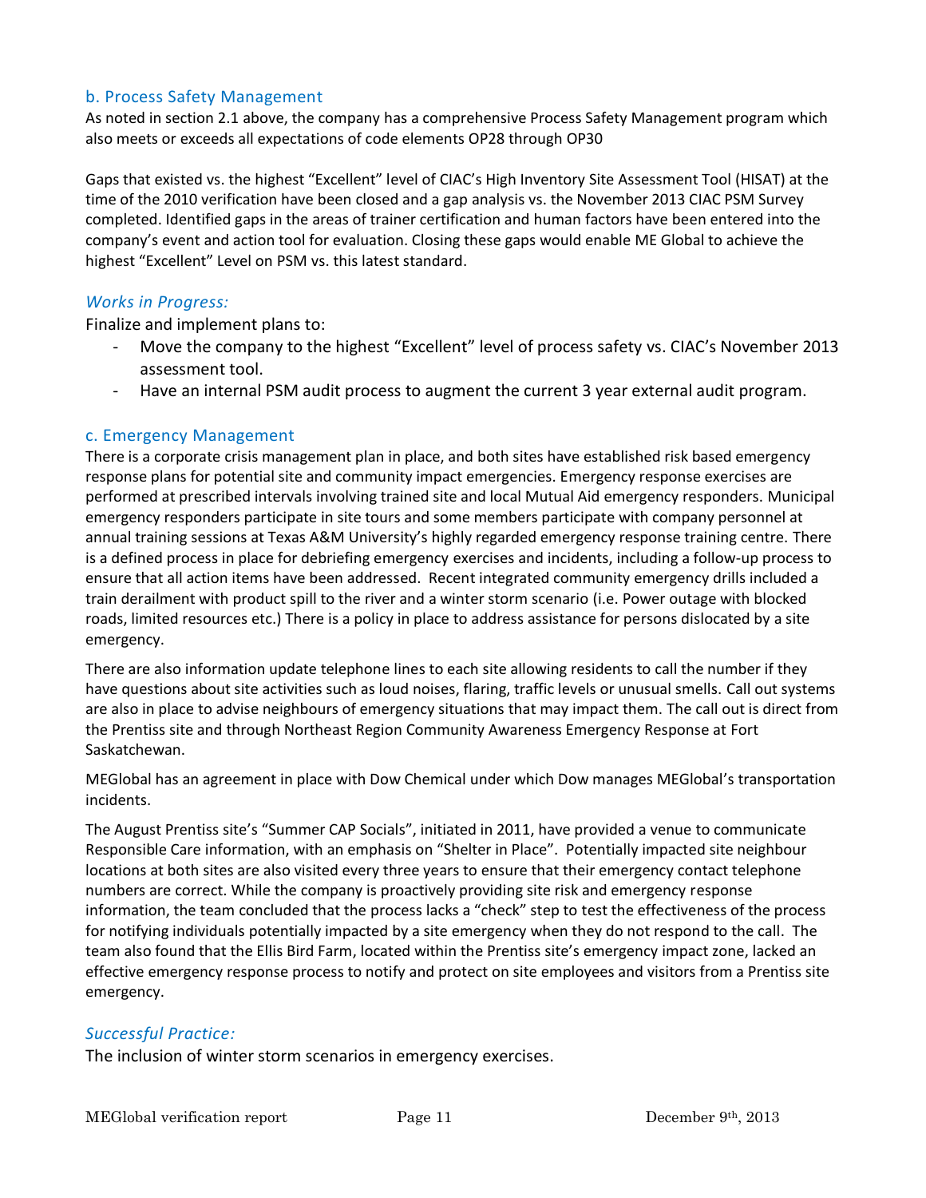### b. Process Safety Management

As noted in section 2.1 above, the company has a comprehensive Process Safety Management program which also meets or exceeds all expectations of code elements OP28 through OP30

Gaps that existed vs. the highest "Excellent" level of CIAC's High Inventory Site Assessment Tool (HISAT) at the time of the 2010 verification have been closed and a gap analysis vs. the November 2013 CIAC PSM Survey completed. Identified gaps in the areas of trainer certification and human factors have been entered into the company's event and action tool for evaluation. Closing these gaps would enable ME Global to achieve the highest "Excellent" Level on PSM vs. this latest standard.

*Works in Progress:*

Finalize and implement plans to:

- Move the company to the highest "Excellent" level of process safety vs. CIAC's November 2013 assessment tool.
- Have an internal PSM audit process to augment the current 3 year external audit program.

### c. Emergency Management

There is a corporate crisis management plan in place, and both sites have established risk based emergency response plans for potential site and community impact emergencies. Emergency response exercises are performed at prescribed intervals involving trained site and local Mutual Aid emergency responders. Municipal emergency responders participate in site tours and some members participate with company personnel at annual training sessions at Texas A&M University's highly regarded emergency response training centre. There is a defined process in place for debriefing emergency exercises and incidents, including a follow-up process to ensure that all action items have been addressed. Recent integrated community emergency drills included a train derailment with product spill to the river and a winter storm scenario (i.e. Power outage with blocked roads, limited resources etc.) There is a policy in place to address assistance for persons dislocated by a site emergency.

There are also information update telephone lines to each site allowing residents to call the number if they have questions about site activities such as loud noises, flaring, traffic levels or unusual smells. Call out systems are also in place to advise neighbours of emergency situations that may impact them. The call out is direct from the Prentiss site and through Northeast Region Community Awareness Emergency Response at Fort Saskatchewan.

MEGlobal has an agreement in place with Dow Chemical under which Dow manages MEGlobal's transportation incidents.

The August Prentiss site's "Summer CAP Socials", initiated in 2011, have provided a venue to communicate Responsible Care information, with an emphasis on "Shelter in Place". Potentially impacted site neighbour locations at both sites are also visited every three years to ensure that their emergency contact telephone numbers are correct. While the company is proactively providing site risk and emergency response information, the team concluded that the process lacks a "check" step to test the effectiveness of the process for notifying individuals potentially impacted by a site emergency when they do not respond to the call. The team also found that the Ellis Bird Farm, located within the Prentiss site's emergency impact zone, lacked an effective emergency response process to notify and protect on site employees and visitors from a Prentiss site emergency.

*Successful Practice:*

The inclusion of winter storm scenarios in emergency exercises.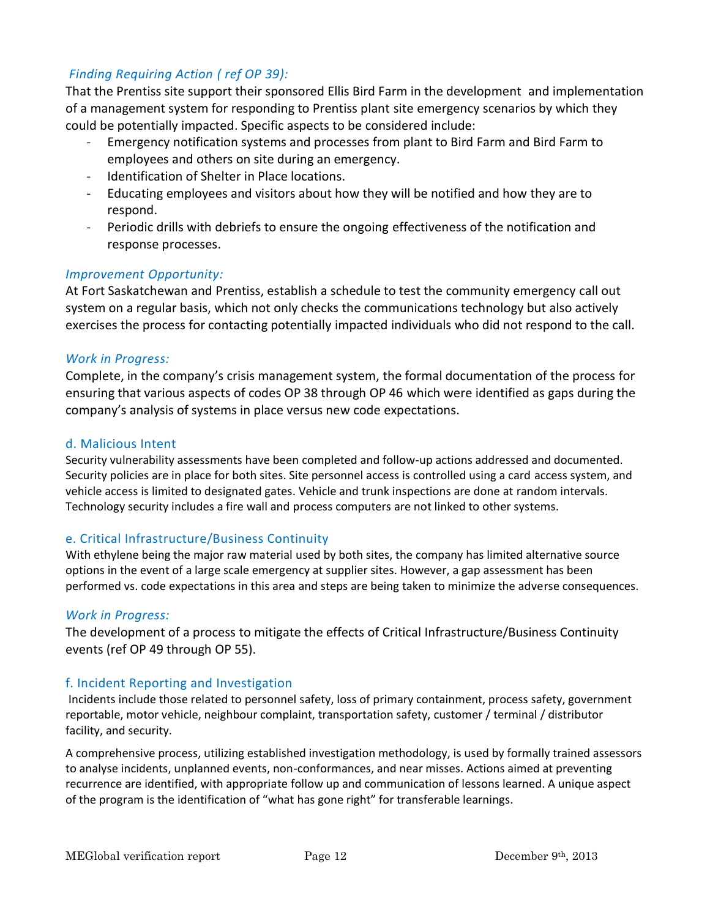*Finding Requiring Action ( ref OP 39):*

That the Prentiss site support their sponsored Ellis Bird Farm in the development and implementation of a management system for responding to Prentiss plant site emergency scenarios by which they could be potentially impacted. Specific aspects to be considered include:

- Emergency notification systems and processes from plant to Bird Farm and Bird Farm to employees and others on site during an emergency.
- Identification of Shelter in Place locations.
- Educating employees and visitors about how they will be notified and how they are to respond.
- Periodic drills with debriefs to ensure the ongoing effectiveness of the notification and response processes.

*Improvement Opportunity:*

At Fort Saskatchewan and Prentiss, establish a schedule to test the community emergency call out system on a regular basis, which not only checks the communications technology but also actively exercises the process for contacting potentially impacted individuals who did not respond to the call.

*Work in Progress:*

Complete, in the company's crisis management system, the formal documentation of the process for ensuring that various aspects of codes OP 38 through OP 46 which were identified as gaps during the company's analysis of systems in place versus new code expectations.

### d. Malicious Intent

Security vulnerability assessments have been completed and follow-up actions addressed and documented. Security policies are in place for both sites. Site personnel access is controlled using a card access system, and vehicle access is limited to designated gates. Vehicle and trunk inspections are done at random intervals. Technology security includes a fire wall and process computers are not linked to other systems.

### e. Critical Infrastructure/Business Continuity

With ethylene being the major raw material used by both sites, the company has limited alternative source options in the event of a large scale emergency at supplier sites. However, a gap assessment has been performed vs. code expectations in this area and steps are being taken to minimize the adverse consequences.

*Work in Progress:*

The development of a process to mitigate the effects of Critical Infrastructure/Business Continuity events (ref OP 49 through OP 55).

### f. Incident Reporting and Investigation

Incidents include those related to personnel safety, loss of primary containment, process safety, government reportable, motor vehicle, neighbour complaint, transportation safety, customer / terminal / distributor facility, and security.

A comprehensive process, utilizing established investigation methodology, is used by formally trained assessors to analyse incidents, unplanned events, non-conformances, and near misses. Actions aimed at preventing recurrence are identified, with appropriate follow up and communication of lessons learned. A unique aspect of the program is the identification of "what has gone right" for transferable learnings.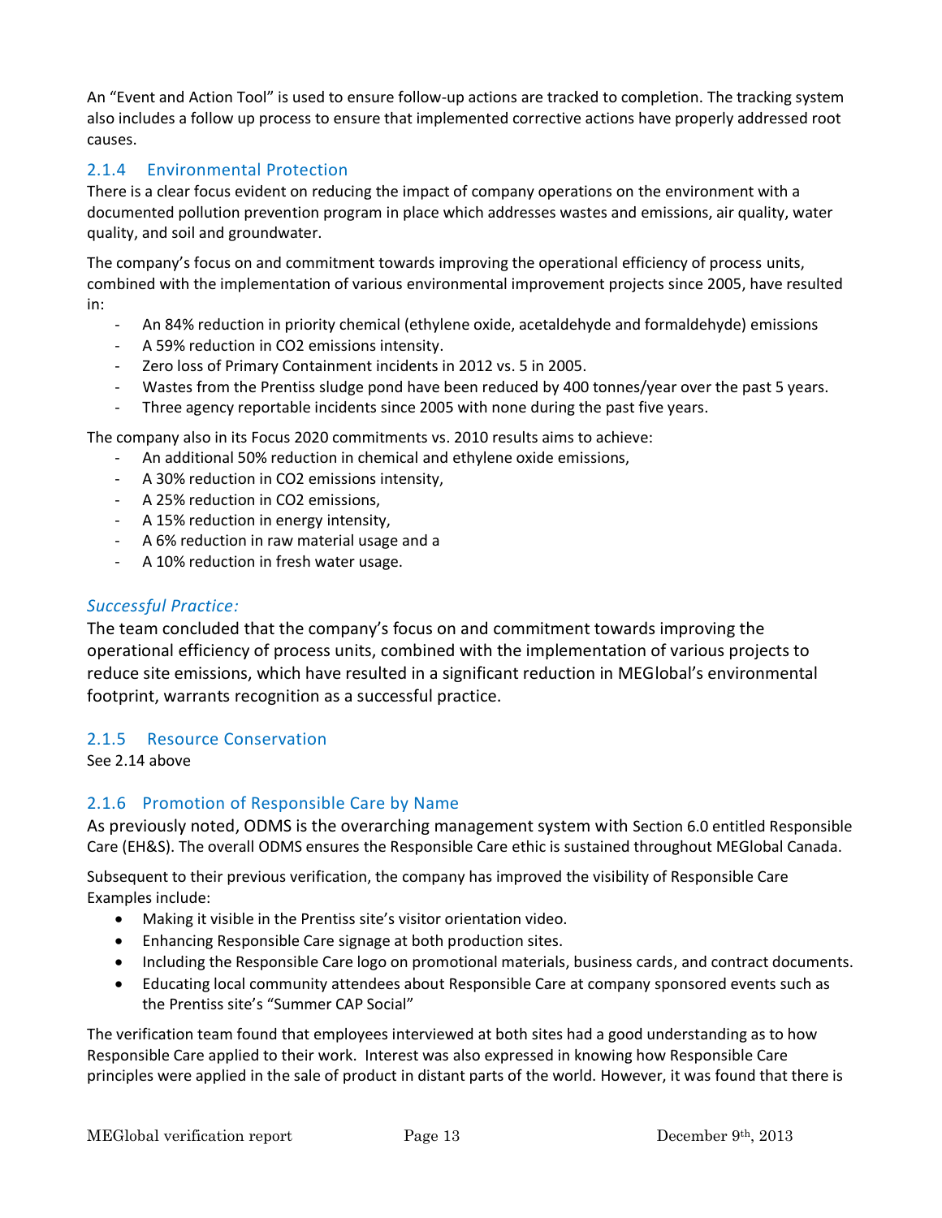An "Event and Action Tool" is used to ensure follow-up actions are tracked to completion. The tracking system also includes a follow up process to ensure that implemented corrective actions have properly addressed root causes.

### 2.1.4 Environmental Protection

There is a clear focus evident on reducing the impact of company operations on the environment with a documented pollution prevention program in place which addresses wastes and emissions, air quality, water quality, and soil and groundwater.

The company's focus on and commitment towards improving the operational efficiency of process units, combined with the implementation of various environmental improvement projects since 2005, have resulted in:

- An 84% reduction in priority chemical (ethylene oxide, acetaldehyde and formaldehyde) emissions
- A 59% reduction in $CO_2$ emissions intensity.
- Zero loss of Primary Containment incidents in 2012 vs. 5 in 2005.
- Wastes from the Prentiss sludge pond have been reduced by 400 tonnes/year over the past 5 years.
- Three agency reportable incidents since 2005 with none during the past five years.

The company also in its Focus 2020 commitments vs. 2010 results aims to achieve:

- An additional 50% reduction in chemical and ethylene oxide emissions,
- A 30% reduction in $CO_2$ emissions intensity,
- A 25% reduction in $CO_2$ emissions,
- A 15% reduction in energy intensity,
- A 6% reduction in raw material usage and a
- A 10% reduction in fresh water usage.

*Successful Practice:*

The team concluded that the company's focus on and commitment towards improving the operational efficiency of process units, combined with the implementation of various projects to reduce site emissions, which have resulted in a significant reduction in MEGlobal's environmental footprint, warrants recognition as a successful practice.

### 2.1.5 Resource Conservation

See 2.14 above

### 2.1.6 Promotion of Responsible Care by Name

As previously noted, ODMS is the overarching management system with Section 6.0 entitled Responsible Care (EH&S). The overall ODMS ensures the Responsible Care ethic is sustained throughout MEGlobal Canada.

Subsequent to their previous verification, the company has improved the visibility of Responsible Care Examples include:

- Making it visible in the Prentiss site's visitor orientation video.
- Enhancing Responsible Care signage at both production sites.
- Including the Responsible Care logo on promotional materials, business cards, and contract documents.
- Educating local community attendees about Responsible Care at company sponsored events such as the Prentiss site's "Summer CAP Social"

The verification team found that employees interviewed at both sites had a good understanding as to how Responsible Care applied to their work. Interest was also expressed in knowing how Responsible Care principles were applied in the sale of product in distant parts of the world. However, it was found that there is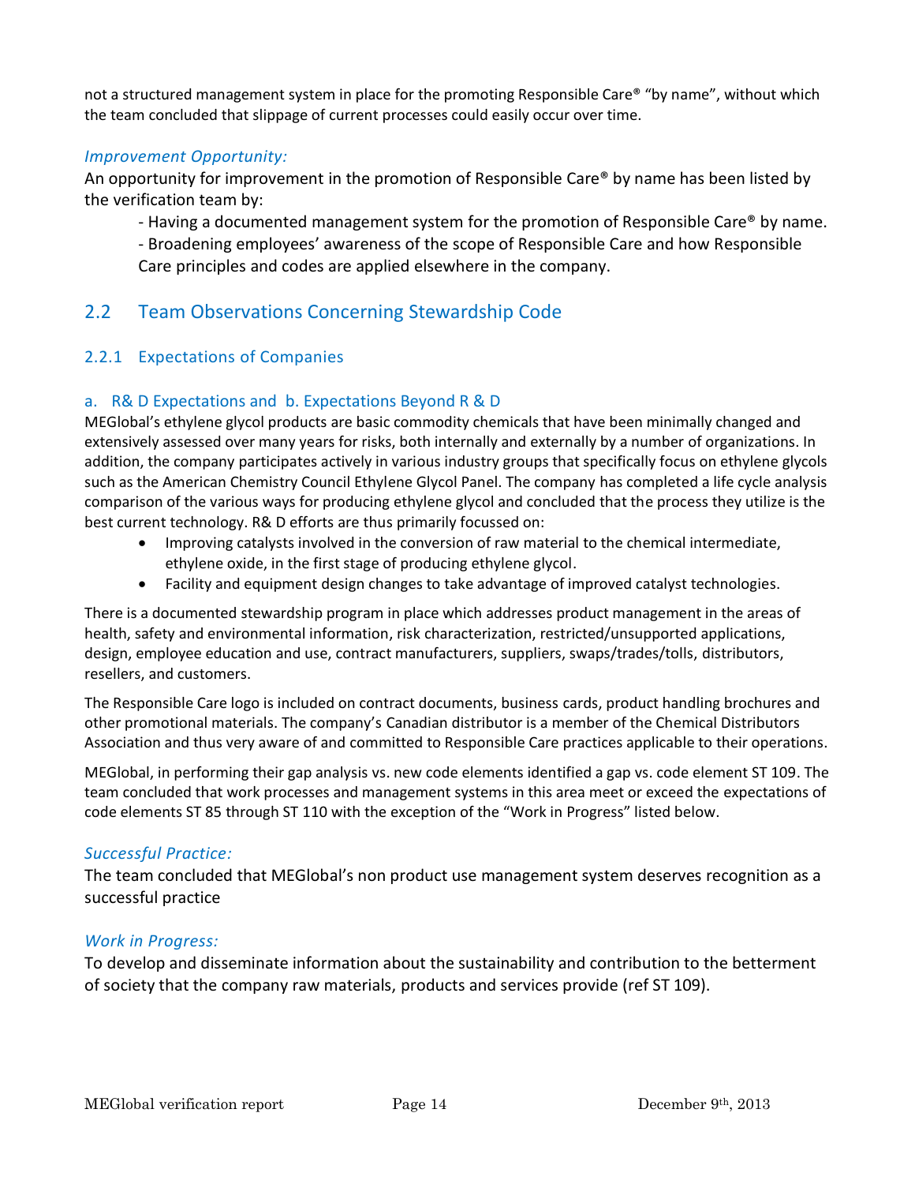not a structured management system in place for the promoting Responsible Care® "by name", without which the team concluded that slippage of current processes could easily occur over time.

### *Improvement Opportunity:*

An opportunity for improvement in the promotion of Responsible Care® by name has been listed by the verification team by:

- Having a documented management system for the promotion of Responsible Care® by name.
- Broadening employees' awareness of the scope of Responsible Care and how Responsible Care principles and codes are applied elsewhere in the company.

## 2.2 Team Observations Concerning Stewardship Code

### 2.2.1 Expectations of Companies

#### a. R& D Expectations and b. Expectations Beyond R & D

MEGlobal's ethylene glycol products are basic commodity chemicals that have been minimally changed and extensively assessed over many years for risks, both internally and externally by a number of organizations. In addition, the company participates actively in various industry groups that specifically focus on ethylene glycols such as the American Chemistry Council Ethylene Glycol Panel. The company has completed a life cycle analysis comparison of the various ways for producing ethylene glycol and concluded that the process they utilize is the best current technology. R& D efforts are thus primarily focussed on:

- Improving catalysts involved in the conversion of raw material to the chemical intermediate, ethylene oxide, in the first stage of producing ethylene glycol.
- Facility and equipment design changes to take advantage of improved catalyst technologies.

There is a documented stewardship program in place which addresses product management in the areas of health, safety and environmental information, risk characterization, restricted/unsupported applications, design, employee education and use, contract manufacturers, suppliers, swaps/trades/tolls, distributors, resellers, and customers.

The Responsible Care logo is included on contract documents, business cards, product handling brochures and other promotional materials. The company's Canadian distributor is a member of the Chemical Distributors Association and thus very aware of and committed to Responsible Care practices applicable to their operations.

MEGlobal, in performing their gap analysis vs. new code elements identified a gap vs. code element ST 109. The team concluded that work processes and management systems in this area meet or exceed the expectations of code elements ST 85 through ST 110 with the exception of the "Work in Progress" listed below.

### *Successful Practice:*

The team concluded that MEGlobal's non product use management system deserves recognition as a successful practice

### *Work in Progress:*

To develop and disseminate information about the sustainability and contribution to the betterment of society that the company raw materials, products and services provide (ref ST 109).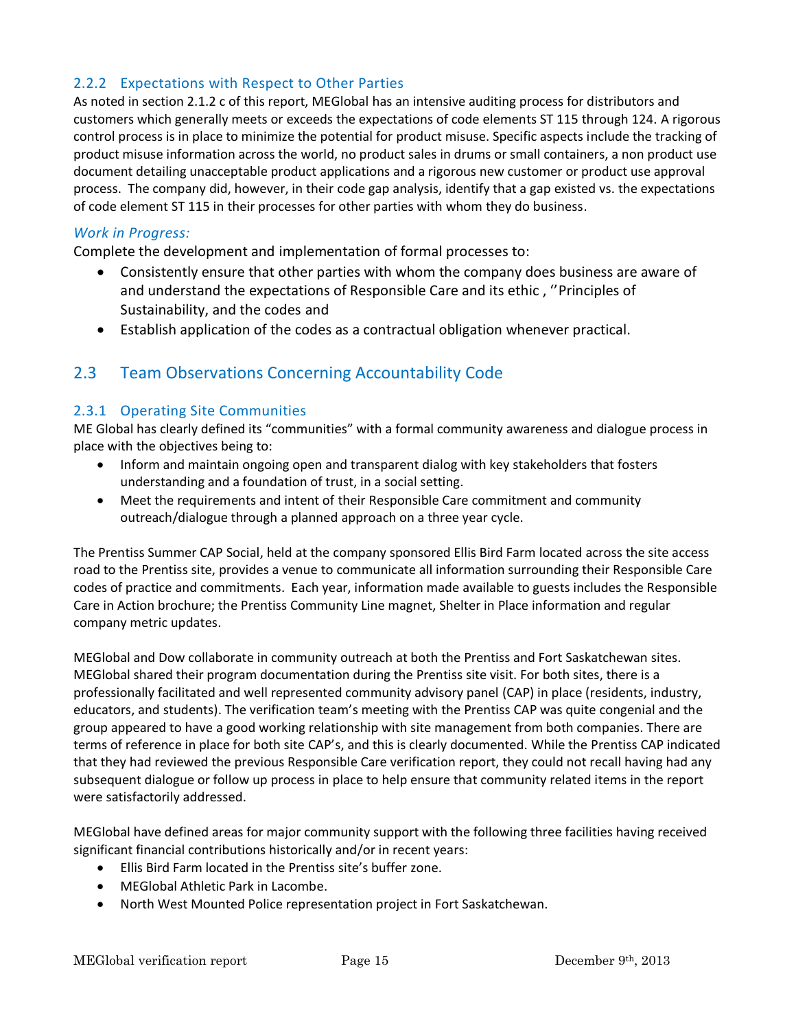### 2.2.2 Expectations with Respect to Other Parties

As noted in section 2.1.2 c of this report, MEGlobal has an intensive auditing process for distributors and customers which generally meets or exceeds the expectations of code elements ST 115 through 124. A rigorous control process is in place to minimize the potential for product misuse. Specific aspects include the tracking of product misuse information across the world, no product sales in drums or small containers, a non product use document detailing unacceptable product applications and a rigorous new customer or product use approval process. The company did, however, in their code gap analysis, identify that a gap existed vs. the expectations of code element ST 115 in their processes for other parties with whom they do business.

*Work in Progress:*

Complete the development and implementation of formal processes to:

- Consistently ensure that other parties with whom the company does business are aware of and understand the expectations of Responsible Care and its ethic , ''Principles of Sustainability, and the codes and
- Establish application of the codes as a contractual obligation whenever practical.

## 2.3 Team Observations Concerning Accountability Code

### 2.3.1 Operating Site Communities

ME Global has clearly defined its "communities" with a formal community awareness and dialogue process in place with the objectives being to:

- Inform and maintain ongoing open and transparent dialog with key stakeholders that fosters understanding and a foundation of trust, in a social setting.
- Meet the requirements and intent of their Responsible Care commitment and community outreach/dialogue through a planned approach on a three year cycle.

The Prentiss Summer CAP Social, held at the company sponsored Ellis Bird Farm located across the site access road to the Prentiss site, provides a venue to communicate all information surrounding their Responsible Care codes of practice and commitments. Each year, information made available to guests includes the Responsible Care in Action brochure; the Prentiss Community Line magnet, Shelter in Place information and regular company metric updates.

MEGlobal and Dow collaborate in community outreach at both the Prentiss and Fort Saskatchewan sites. MEGlobal shared their program documentation during the Prentiss site visit. For both sites, there is a professionally facilitated and well represented community advisory panel (CAP) in place (residents, industry, educators, and students). The verification team's meeting with the Prentiss CAP was quite congenial and the group appeared to have a good working relationship with site management from both companies. There are terms of reference in place for both site CAP's, and this is clearly documented. While the Prentiss CAP indicated that they had reviewed the previous Responsible Care verification report, they could not recall having had any subsequent dialogue or follow up process in place to help ensure that community related items in the report were satisfactorily addressed.

MEGlobal have defined areas for major community support with the following three facilities having received significant financial contributions historically and/or in recent years:

- Ellis Bird Farm located in the Prentiss site's buffer zone.
- MEGlobal Athletic Park in Lacombe.
- North West Mounted Police representation project in Fort Saskatchewan.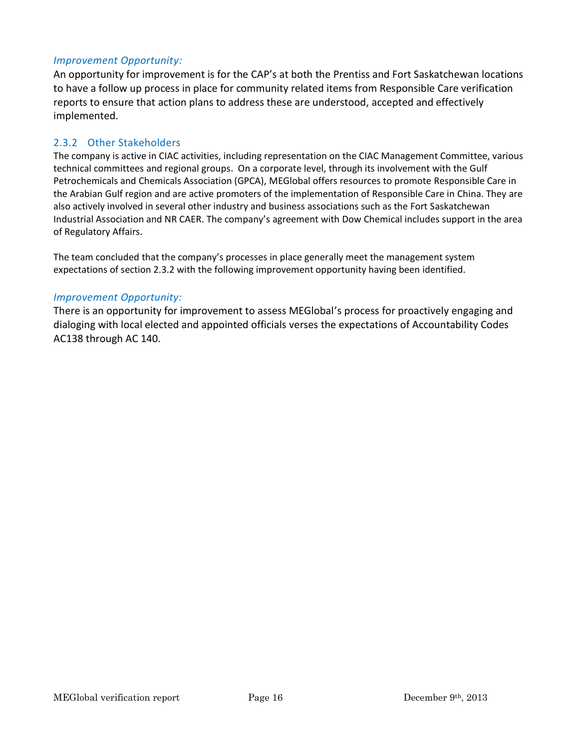*Improvement Opportunity:*

An opportunity for improvement is for the CAP's at both the Prentiss and Fort Saskatchewan locations to have a follow up process in place for community related items from Responsible Care verification reports to ensure that action plans to address these are understood, accepted and effectively implemented.

### 2.3.2 Other Stakeholders

The company is active in CIAC activities, including representation on the CIAC Management Committee, various technical committees and regional groups. On a corporate level, through its involvement with the Gulf Petrochemicals and Chemicals Association (GPCA), MEGlobal offers resources to promote Responsible Care in the Arabian Gulf region and are active promoters of the implementation of Responsible Care in China. They are also actively involved in several other industry and business associations such as the Fort Saskatchewan Industrial Association and NR CAER. The company's agreement with Dow Chemical includes support in the area of Regulatory Affairs.

The team concluded that the company's processes in place generally meet the management system expectations of section 2.3.2 with the following improvement opportunity having been identified.

*Improvement Opportunity:*

There is an opportunity for improvement to assess MEGlobal's process for proactively engaging and dialoging with local elected and appointed officials verses the expectations of Accountability Codes AC138 through AC 140.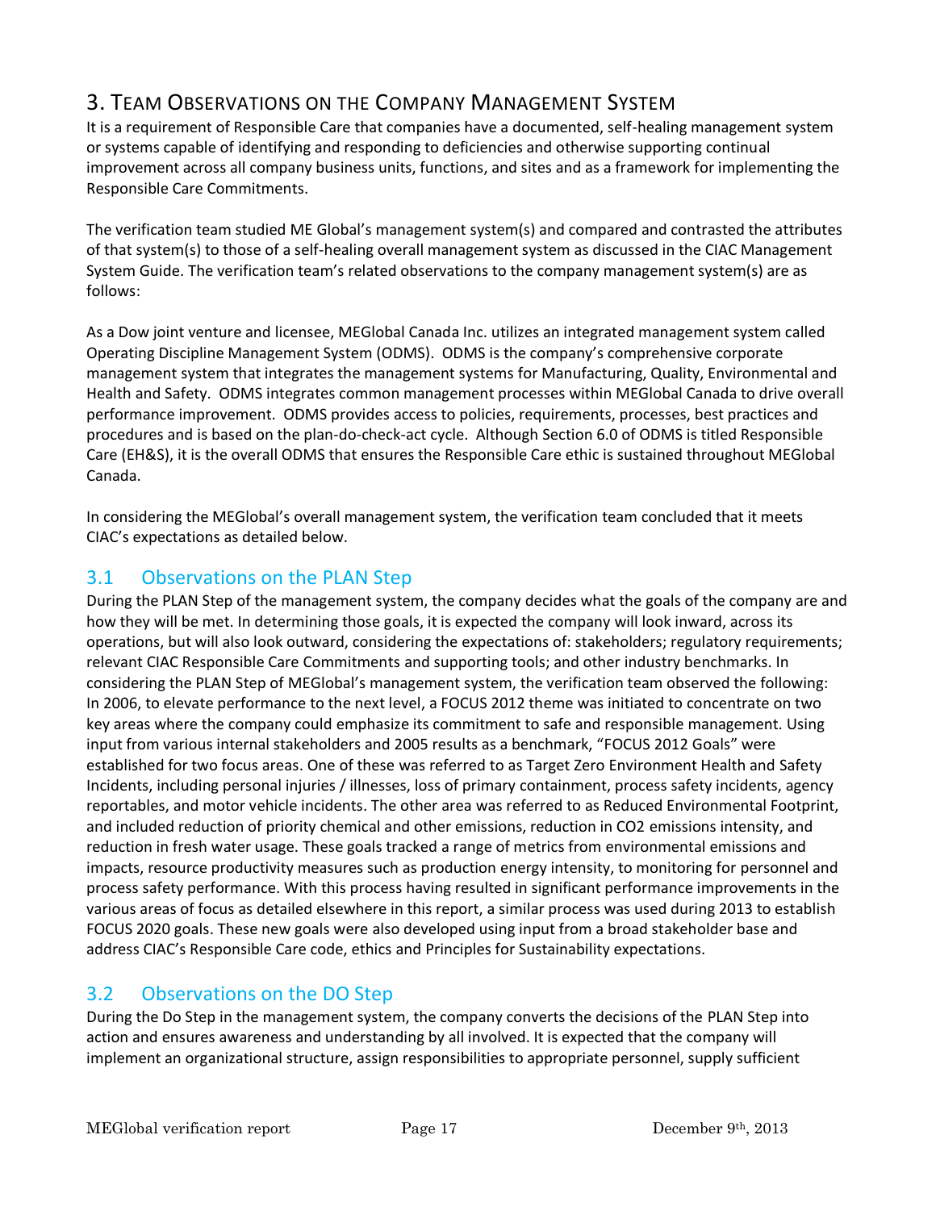## 3. Team Observations on the Company Management System

It is a requirement of Responsible Care that companies have a documented, self-healing management system or systems capable of identifying and responding to deficiencies and otherwise supporting continual improvement across all company business units, functions, and sites and as a framework for implementing the Responsible Care Commitments.

The verification team studied ME Global's management system(s) and compared and contrasted the attributes of that system(s) to those of a self-healing overall management system as discussed in the CIAC Management System Guide. The verification team's related observations to the company management system(s) are as follows:

As a Dow joint venture and licensee, MEGlobal Canada Inc. utilizes an integrated management system called Operating Discipline Management System (ODMS). ODMS is the company's comprehensive corporate management system that integrates the management systems for Manufacturing, Quality, Environmental and Health and Safety. ODMS integrates common management processes within MEGlobal Canada to drive overall performance improvement. ODMS provides access to policies, requirements, processes, best practices and procedures and is based on the plan-do-check-act cycle. Although Section 6.0 of ODMS is titled Responsible Care (EH&S), it is the overall ODMS that ensures the Responsible Care ethic is sustained throughout MEGlobal Canada.

In considering the MEGlobal's overall management system, the verification team concluded that it meets CIAC's expectations as detailed below.

### 3.1 Observations on the PLAN Step

During the PLAN Step of the management system, the company decides what the goals of the company are and how they will be met. In determining those goals, it is expected the company will look inward, across its operations, but will also look outward, considering the expectations of: stakeholders; regulatory requirements; relevant CIAC Responsible Care Commitments and supporting tools; and other industry benchmarks. In considering the PLAN Step of MEGlobal's management system, the verification team observed the following: In 2006, to elevate performance to the next level, a FOCUS 2012 theme was initiated to concentrate on two key areas where the company could emphasize its commitment to safe and responsible management. Using input from various internal stakeholders and 2005 results as a benchmark, "FOCUS 2012 Goals" were established for two focus areas. One of these was referred to as Target Zero Environment Health and Safety Incidents, including personal injuries / illnesses, loss of primary containment, process safety incidents, agency reportables, and motor vehicle incidents. The other area was referred to as Reduced Environmental Footprint, and included reduction of priority chemical and other emissions, reduction in CO2 emissions intensity, and reduction in fresh water usage. These goals tracked a range of metrics from environmental emissions and impacts, resource productivity measures such as production energy intensity, to monitoring for personnel and process safety performance. With this process having resulted in significant performance improvements in the various areas of focus as detailed elsewhere in this report, a similar process was used during 2013 to establish FOCUS 2020 goals. These new goals were also developed using input from a broad stakeholder base and address CIAC's Responsible Care code, ethics and Principles for Sustainability expectations.

### 3.2 Observations on the DO Step

During the Do Step in the management system, the company converts the decisions of the PLAN Step into action and ensures awareness and understanding by all involved. It is expected that the company will implement an organizational structure, assign responsibilities to appropriate personnel, supply sufficient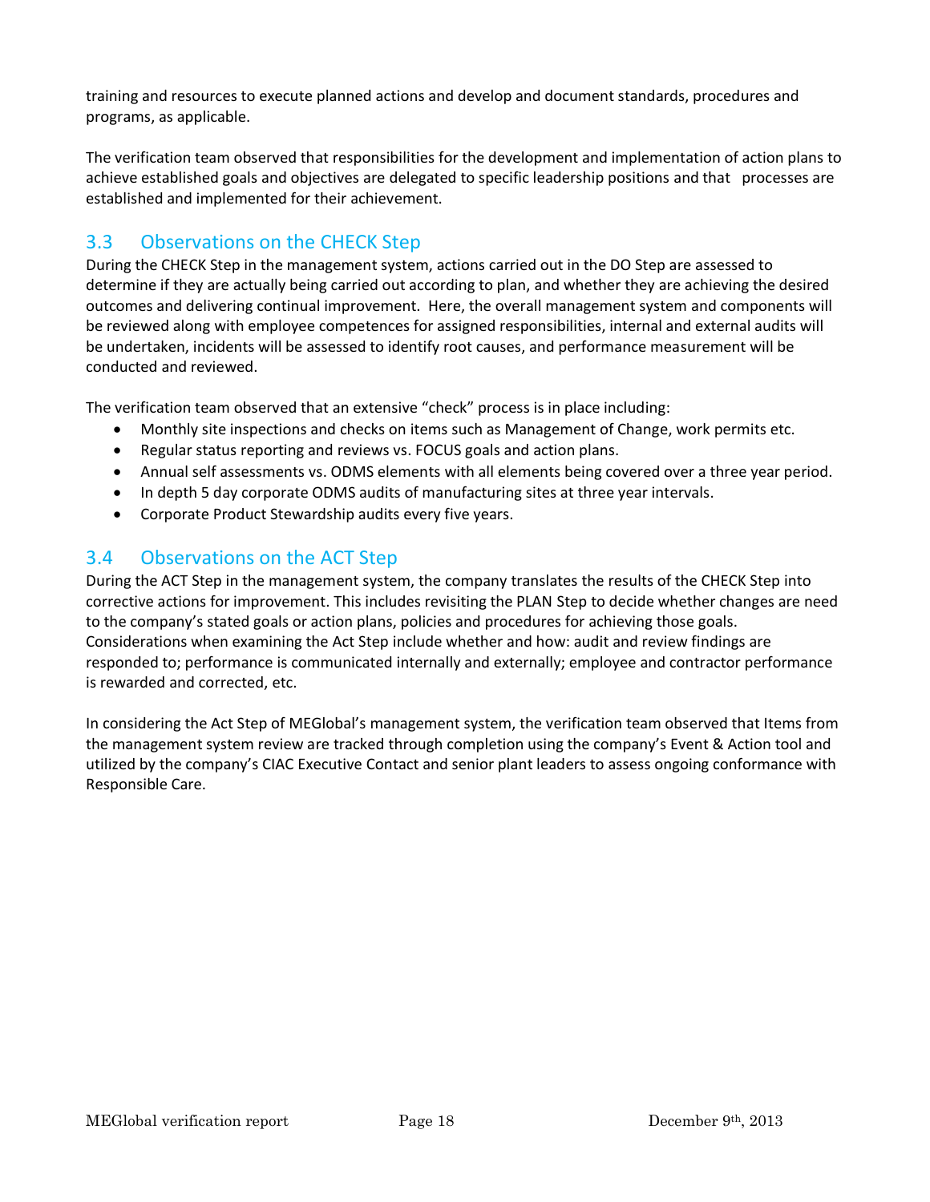training and resources to execute planned actions and develop and document standards, procedures and programs, as applicable.

The verification team observed that responsibilities for the development and implementation of action plans to achieve established goals and objectives are delegated to specific leadership positions and that processes are established and implemented for their achievement.

## 3.3 Observations on the CHECK Step

During the CHECK Step in the management system, actions carried out in the DO Step are assessed to determine if they are actually being carried out according to plan, and whether they are achieving the desired outcomes and delivering continual improvement. Here, the overall management system and components will be reviewed along with employee competences for assigned responsibilities, internal and external audits will be undertaken, incidents will be assessed to identify root causes, and performance measurement will be conducted and reviewed.

The verification team observed that an extensive "check" process is in place including:

- Monthly site inspections and checks on items such as Management of Change, work permits etc.
- Regular status reporting and reviews vs. FOCUS goals and action plans.
- Annual self assessments vs. ODMS elements with all elements being covered over a three year period.
- In depth 5 day corporate ODMS audits of manufacturing sites at three year intervals.
- Corporate Product Stewardship audits every five years.

## 3.4 Observations on the ACT Step

During the ACT Step in the management system, the company translates the results of the CHECK Step into corrective actions for improvement. This includes revisiting the PLAN Step to decide whether changes are need to the company's stated goals or action plans, policies and procedures for achieving those goals. Considerations when examining the Act Step include whether and how: audit and review findings are responded to; performance is communicated internally and externally; employee and contractor performance is rewarded and corrected, etc.

In considering the Act Step of MEGlobal's management system, the verification team observed that Items from the management system review are tracked through completion using the company's Event & Action tool and utilized by the company's CIAC Executive Contact and senior plant leaders to assess ongoing conformance with Responsible Care.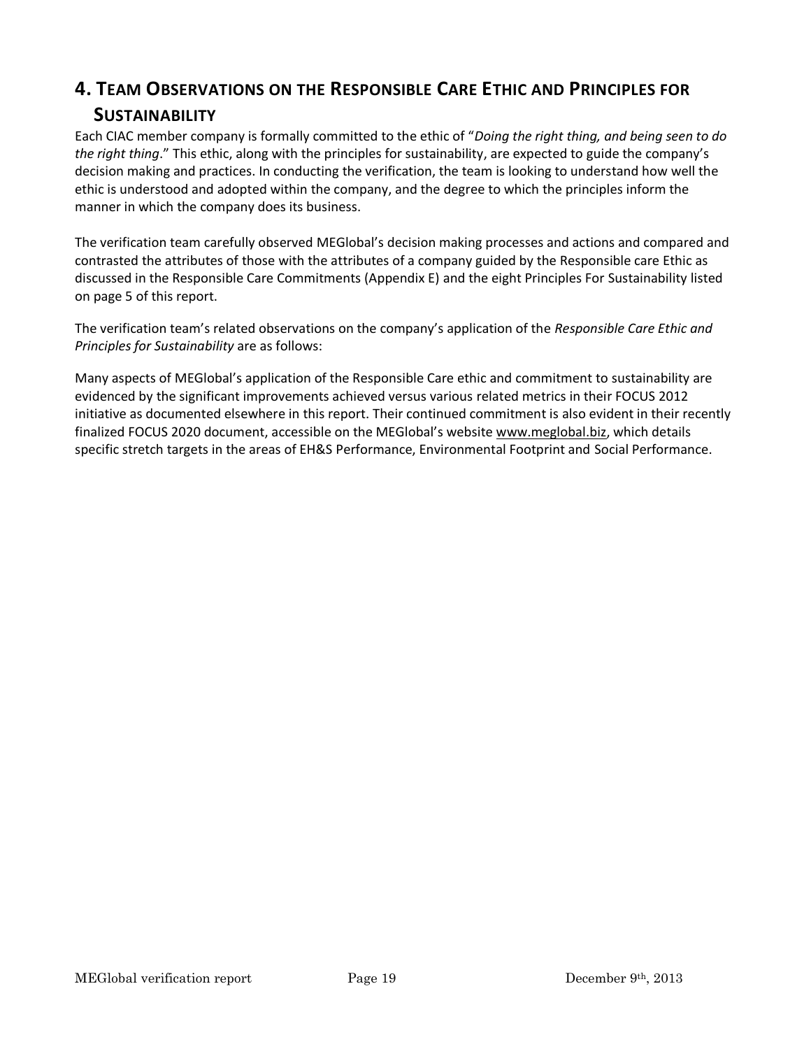# 4. Team Observations on the Responsible Care Ethic and Principles for Sustainability

Each CIAC member company is formally committed to the ethic of "*Doing the right thing, and being seen to do the right thing*." This ethic, along with the principles for sustainability, are expected to guide the company's decision making and practices. In conducting the verification, the team is looking to understand how well the ethic is understood and adopted within the company, and the degree to which the principles inform the manner in which the company does its business.

The verification team carefully observed MEGlobal's decision making processes and actions and compared and contrasted the attributes of those with the attributes of a company guided by the Responsible care Ethic as discussed in the Responsible Care Commitments (Appendix E) and the eight Principles For Sustainability listed on page 5 of this report.

The verification team's related observations on the company's application of the *Responsible Care Ethic and Principles for Sustainability* are as follows:

Many aspects of MEGlobal's application of the Responsible Care ethic and commitment to sustainability are evidenced by the significant improvements achieved versus various related metrics in their FOCUS 2012 initiative as documented elsewhere in this report. Their continued commitment is also evident in their recently finalized FOCUS 2020 document, accessible on the MEGlobal's website www.meglobal.biz, which details specific stretch targets in the areas of EH&S Performance, Environmental Footprint and Social Performance.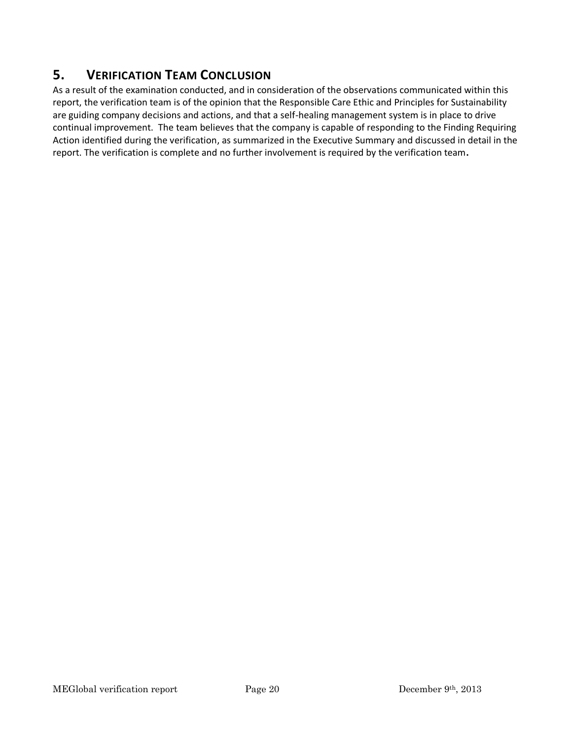## 5. VERIFICATION TEAM CONCLUSION

As a result of the examination conducted, and in consideration of the observations communicated within this report, the verification team is of the opinion that the Responsible Care Ethic and Principles for Sustainability are guiding company decisions and actions, and that a self-healing management system is in place to drive continual improvement. The team believes that the company is capable of responding to the Finding Requiring Action identified during the verification, as summarized in the Executive Summary and discussed in detail in the report. The verification is complete and no further involvement is required by the verification team.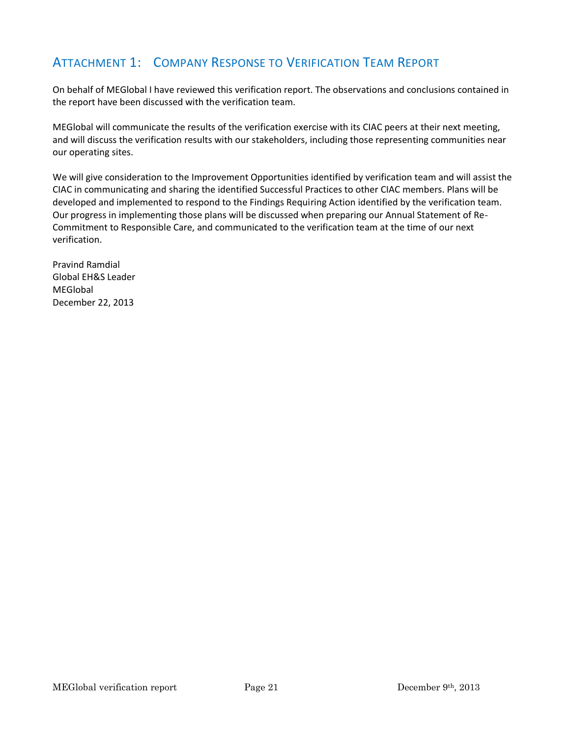## Attachment 1: Company Response to Verification Team Report

On behalf of MEGlobal I have reviewed this verification report. The observations and conclusions contained in the report have been discussed with the verification team.

MEGlobal will communicate the results of the verification exercise with its CIAC peers at their next meeting, and will discuss the verification results with our stakeholders, including those representing communities near our operating sites.

We will give consideration to the Improvement Opportunities identified by verification team and will assist the CIAC in communicating and sharing the identified Successful Practices to other CIAC members. Plans will be developed and implemented to respond to the Findings Requiring Action identified by the verification team. Our progress in implementing those plans will be discussed when preparing our Annual Statement of Re-Commitment to Responsible Care, and communicated to the verification team at the time of our next verification.

Pravind Ramdial  
Global EH&S Leader  
MEGlobal  
December 22, 2013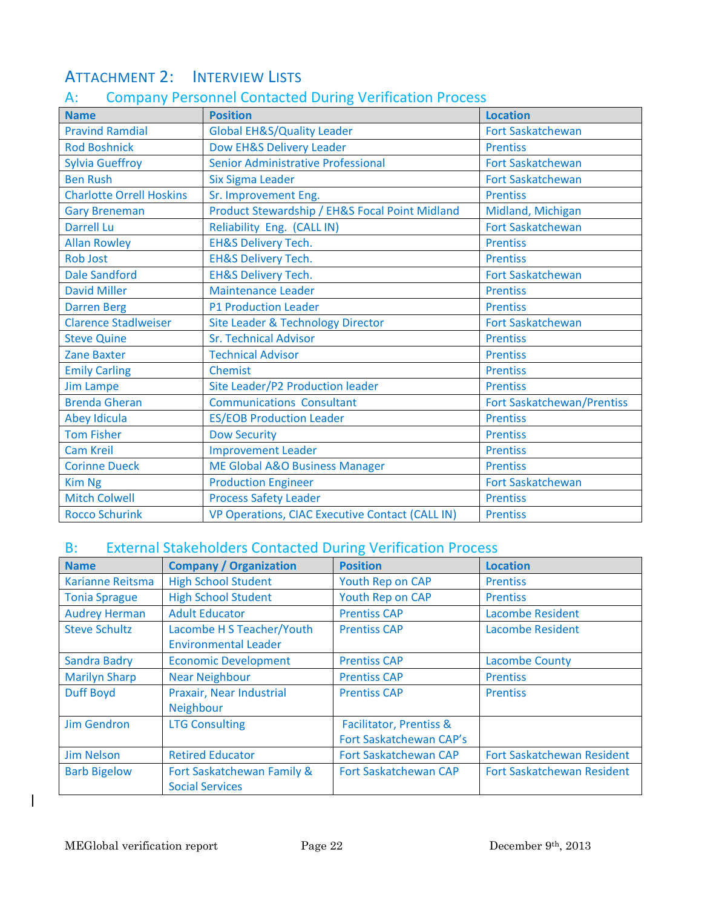# ATTACHMENT 2: INTERVIEW LISTS

## A: Company Personnel Contacted During Verification Process

| Name | Position | Location |
|---|---|---|
| Pravind Ramdial | Global EH&S/Quality Leader | Fort Saskatchewan |
| Rod Boshnick | Dow EH&S Delivery Leader | Prentiss |
| Sylvia Gueffroy | Senior Administrative Professional | Fort Saskatchewan |
| Ben Rush | Six Sigma Leader | Fort Saskatchewan |
| Charlotte Orrell Hoskins | Sr. Improvement Eng. | Prentiss |
| Gary Breneman | Product Stewardship / EH&S Focal Point Midland | Midland, Michigan |
| Darrell Lu | Reliability Eng. (CALL IN) | Fort Saskatchewan |
| Allan Rowley | EH&S Delivery Tech. | Prentiss |
| Rob Jost | EH&S Delivery Tech. | Prentiss |
| Dale Sandford | EH&S Delivery Tech. | Fort Saskatchewan |
| David Miller | Maintenance Leader | Prentiss |
| Darren Berg | P1 Production Leader | Prentiss |
| Clarence Stadlweiser | Site Leader & Technology Director | Fort Saskatchewan |
| Steve Quine | Sr. Technical Advisor | Prentiss |
| Zane Baxter | Technical Advisor | Prentiss |
| Emily Carling | Chemist | Prentiss |
| Jim Lampe | Site Leader/P2 Production leader | Prentiss |
| Brenda Gheran | Communications Consultant | Fort Saskatchewan/Prentiss |
| Abey Idicula | ES/EOB Production Leader | Prentiss |
| Tom Fisher | Dow Security | Prentiss |
| Cam Kreil | Improvement Leader | Prentiss |
| Corinne Dueck | ME Global A&O Business Manager | Prentiss |
| Kim Ng | Production Engineer | Fort Saskatchewan |
| Mitch Colwell | Process Safety Leader | Prentiss |
| Rocco Schurink | VP Operations, CIAC Executive Contact (CALL IN) | Prentiss |

## B: External Stakeholders Contacted During Verification Process

| Name | Company / Organization | Position | Location |
|---|---|---|---|
| Karianne Reitsma | High School Student | Youth Rep on CAP | Prentiss |
| Tonia Sprague | High School Student | Youth Rep on CAP | Prentiss |
| Audrey Herman | Adult Educator | Prentiss CAP | Lacombe Resident |
| Steve Schultz | Lacombe H S Teacher/Youth Environmental Leader | Prentiss CAP | Lacombe Resident |
| Sandra Badry | Economic Development | Prentiss CAP | Lacombe County |
| Marilyn Sharp | Near Neighbour | Prentiss CAP | Prentiss |
| Duff Boyd | Praxair, Near Industrial Neighbour | Prentiss CAP | Prentiss |
| Jim Gendron | LTG Consulting | Facilitator, Prentiss & Fort Saskatchewan CAP's | |
| Jim Nelson | Retired Educator | Fort Saskatchewan CAP | Fort Saskatchewan Resident |
| Barb Bigelow | Fort Saskatchewan Family & Social Services | Fort Saskatchewan CAP | Fort Saskatchewan Resident |